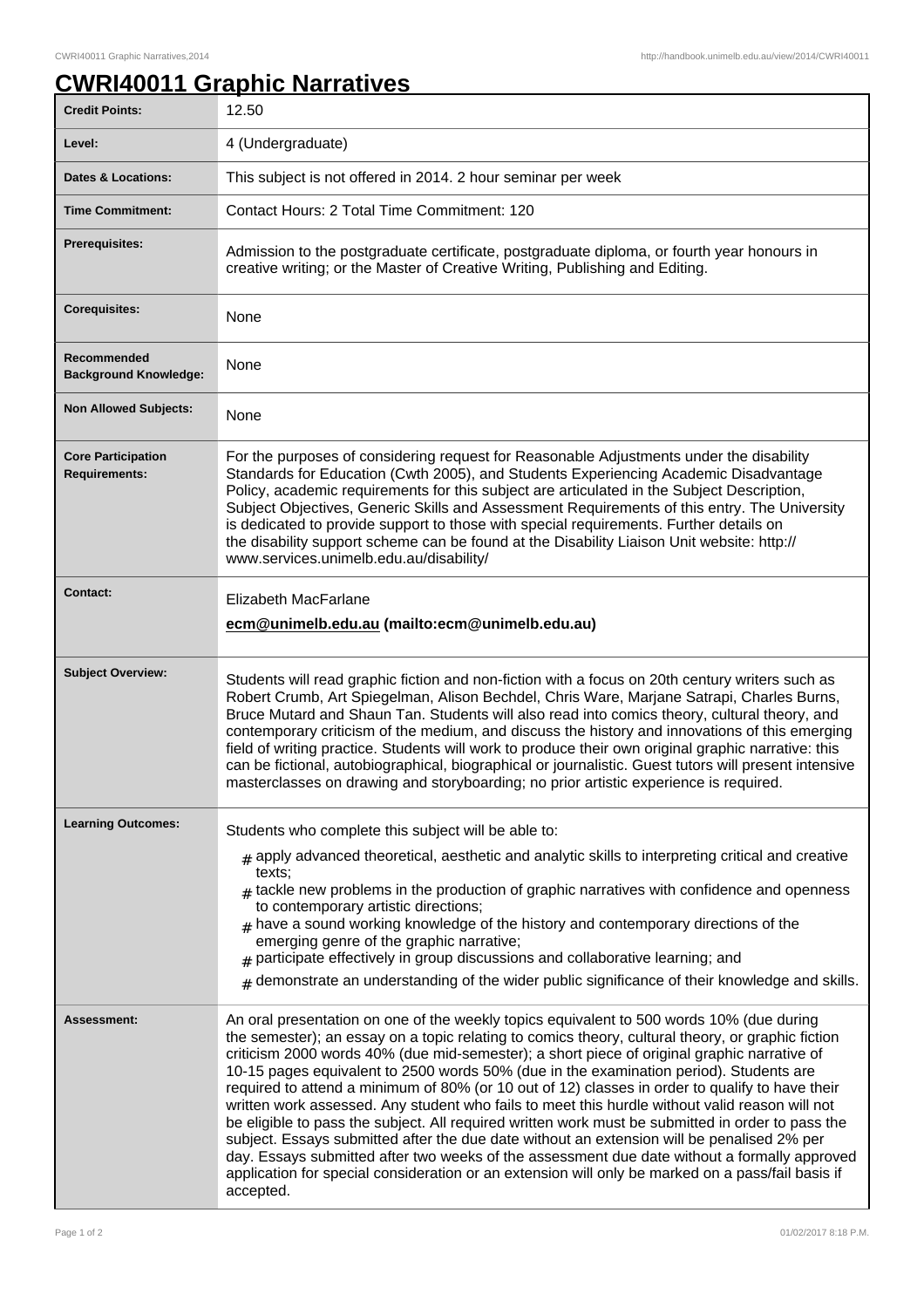# CWRI40011 Graphic Narratives

| | |
|---|---|
| **Credit Points:** | 12.50 |
| **Level:** | 4 (Undergraduate) |
| **Dates & Locations:** | This subject is not offered in 2014. 2 hour seminar per week |
| **Time Commitment:** | Contact Hours: 2 Total Time Commitment: 120 |
| **Prerequisites:** | Admission to the postgraduate certificate, postgraduate diploma, or fourth year honours in creative writing; or the Master of Creative Writing, Publishing and Editing. |
| **Corequisites:** | None |
| **Recommended Background Knowledge:** | None |
| **Non Allowed Subjects:** | None |
| **Core Participation Requirements:** | For the purposes of considering request for Reasonable Adjustments under the disability Standards for Education (Cwth 2005), and Students Experiencing Academic Disadvantage Policy, academic requirements for this subject are articulated in the Subject Description, Subject Objectives, Generic Skills and Assessment Requirements of this entry. The University is dedicated to provide support to those with special requirements. Further details on the disability support scheme can be found at the Disability Liaison Unit website: http://www.services.unimelb.edu.au/disability/ |
| **Contact:** | Elizabeth MacFarlane<br>**ecm@unimelb.edu.au (mailto:ecm@unimelb.edu.au)** |
| **Subject Overview:** | Students will read graphic fiction and non-fiction with a focus on 20th century writers such as Robert Crumb, Art Spiegelman, Alison Bechdel, Chris Ware, Marjane Satrapi, Charles Burns, Bruce Mutard and Shaun Tan. Students will also read into comics theory, cultural theory, and contemporary criticism of the medium, and discuss the history and innovations of this emerging field of writing practice. Students will work to produce their own original graphic narrative: this can be fictional, autobiographical, biographical or journalistic. Guest tutors will present intensive masterclasses on drawing and storyboarding; no prior artistic experience is required. |
| **Learning Outcomes:** | Students who complete this subject will be able to:<br># apply advanced theoretical, aesthetic and analytic skills to interpreting critical and creative texts;<br># tackle new problems in the production of graphic narratives with confidence and openness to contemporary artistic directions;<br># have a sound working knowledge of the history and contemporary directions of the emerging genre of the graphic narrative;<br># participate effectively in group discussions and collaborative learning; and<br># demonstrate an understanding of the wider public significance of their knowledge and skills. |
| **Assessment:** | An oral presentation on one of the weekly topics equivalent to 500 words 10% (due during the semester); an essay on a topic relating to comics theory, cultural theory, or graphic fiction criticism 2000 words 40% (due mid-semester); a short piece of original graphic narrative of 10-15 pages equivalent to 2500 words 50% (due in the examination period). Students are required to attend a minimum of 80% (or 10 out of 12) classes in order to qualify to have their written work assessed. Any student who fails to meet this hurdle without valid reason will not be eligible to pass the subject. All required written work must be submitted in order to pass the subject. Essays submitted after the due date without an extension will be penalised 2% per day. Essays submitted after two weeks of the assessment due date without a formally approved application for special consideration or an extension will only be marked on a pass/fail basis if accepted. |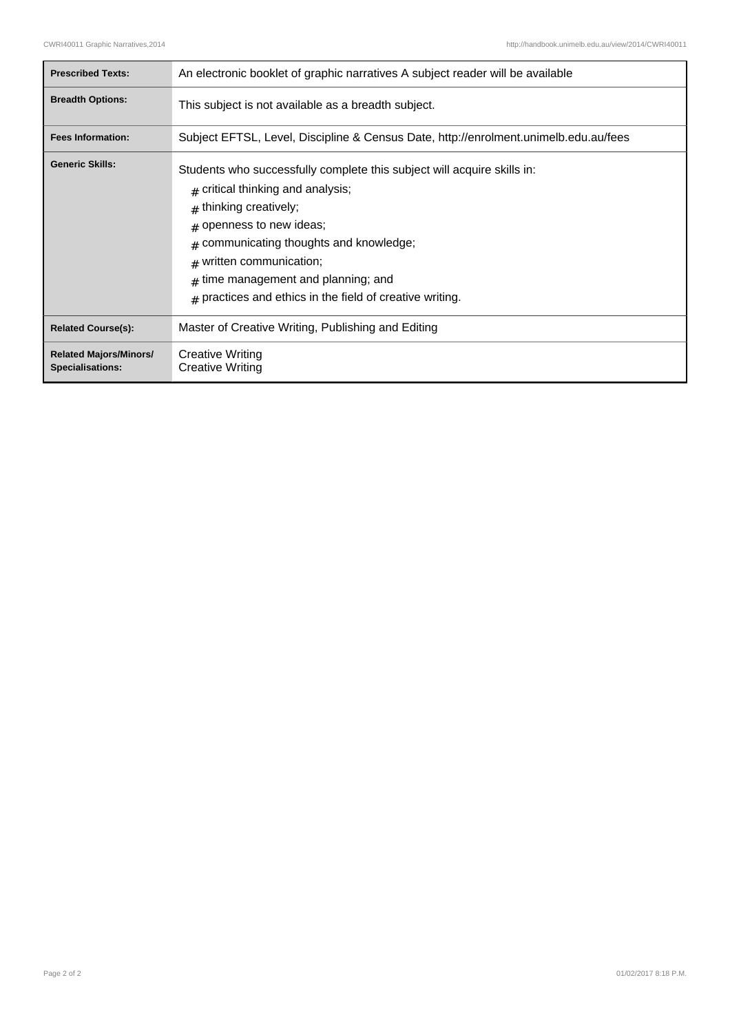| | |
|---|---|
| **Prescribed Texts:** | An electronic booklet of graphic narratives A subject reader will be available |
| **Breadth Options:** | This subject is not available as a breadth subject. |
| **Fees Information:** | Subject EFTSL, Level, Discipline & Census Date, http://enrolment.unimelb.edu.au/fees |
| **Generic Skills:** | Students who successfully complete this subject will acquire skills in:<br># critical thinking and analysis;<br># thinking creatively;<br># openness to new ideas;<br># communicating thoughts and knowledge;<br># written communication;<br># time management and planning; and<br># practices and ethics in the field of creative writing. |
| **Related Course(s):** | Master of Creative Writing, Publishing and Editing |
| **Related Majors/Minors/ Specialisations:** | Creative Writing<br>Creative Writing |